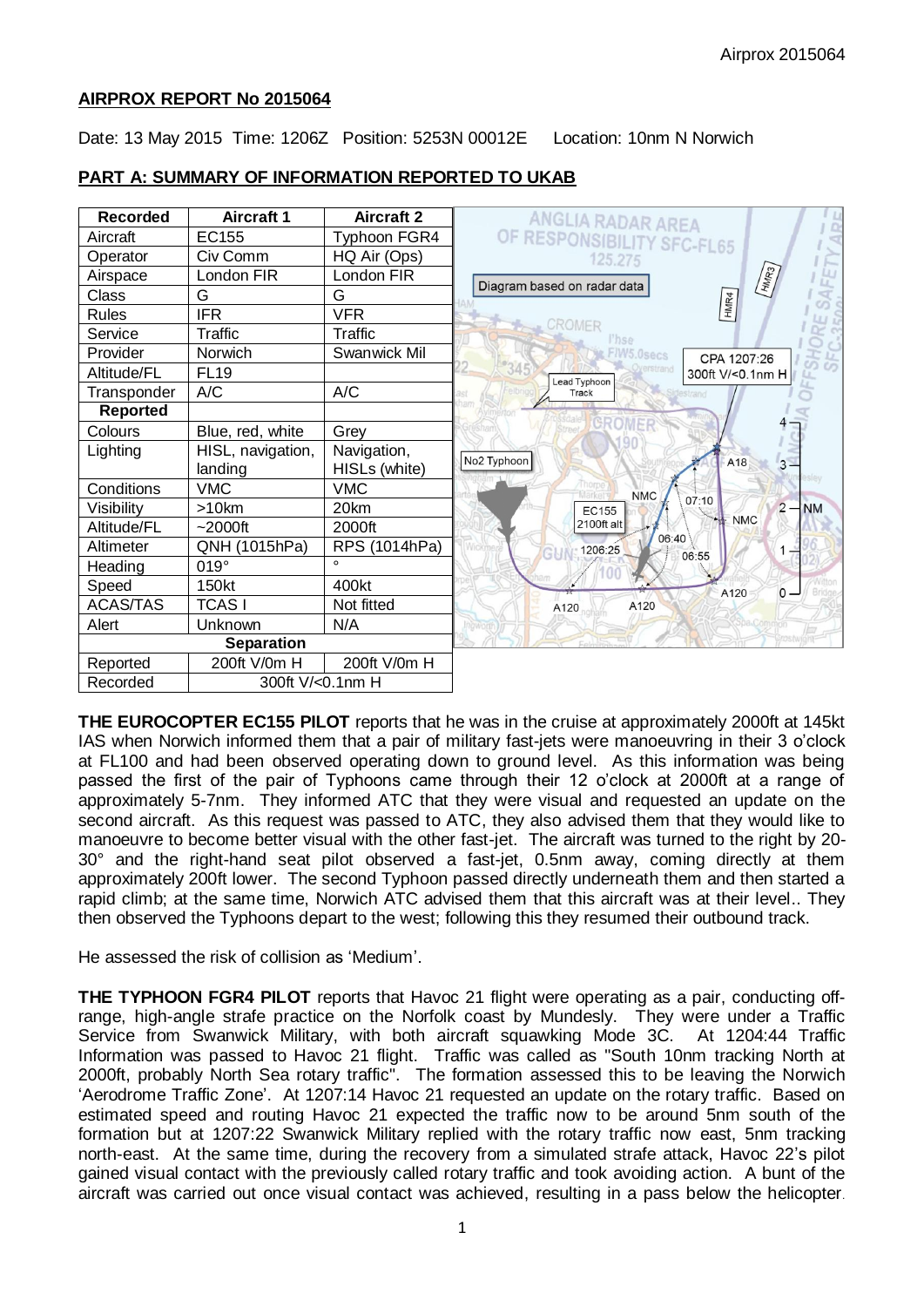Airprox 2015064

## AIRPROX REPORT No 2015064

Date: 13 May 2015 Time: 1206Z Position: 5253N 00012E Location: 10nm N Norwich

### PART A: SUMMARY OF INFORMATION REPORTED TO UKAB

| Recorded | Aircraft 1 | Aircraft 2 |
|---|---|---|
| Aircraft | EC155 | Typhoon FGR4 |
| Operator | Civ Comm | HQ Air (Ops) |
| Airspace | London FIR | London FIR |
| Class | G | G |
| Rules | IFR | VFR |
| Service | Traffic | Traffic |
| Provider | Norwich | Swanwick Mil |
| Altitude/FL | FL19 | |
| Transponder | A/C | A/C |
| **Reported** | | |
| Colours | Blue, red, white | Grey |
| Lighting | HISL, navigation, landing | Navigation, HISLs (white) |
| Conditions | VMC | VMC |
| Visibility | >10km | 20km |
| Altitude/FL | ~2000ft | 2000ft |
| Altimeter | QNH (1015hPa) | RPS (1014hPa) |
| Heading | 019° | ° |
| Speed | 150kt | 400kt |
| ACAS/TAS | TCAS I | Not fitted |
| Alert | Unknown | N/A |
| **Separation** | | |
| Reported | 200ft V/0m H | 200ft V/0m H |
| Recorded | 300ft V/<0.1nm H | |

**THE EUROCOPTER EC155 PILOT** reports that he was in the cruise at approximately 2000ft at 145kt IAS when Norwich informed them that a pair of military fast-jets were manoeuvring in their 3 o'clock at FL100 and had been observed operating down to ground level. As this information was being passed the first of the pair of Typhoons came through their 12 o'clock at 2000ft at a range of approximately 5-7nm. They informed ATC that they were visual and requested an update on the second aircraft. As this request was passed to ATC, they also advised them that they would like to manoeuvre to become better visual with the other fast-jet. The aircraft was turned to the right by 20-30° and the right-hand seat pilot observed a fast-jet, 0.5nm away, coming directly at them approximately 200ft lower. The second Typhoon passed directly underneath them and then started a rapid climb; at the same time, Norwich ATC advised them that this aircraft was at their level.. They then observed the Typhoons depart to the west; following this they resumed their outbound track.

He assessed the risk of collision as 'Medium'.

**THE TYPHOON FGR4 PILOT** reports that Havoc 21 flight were operating as a pair, conducting off-range, high-angle strafe practice on the Norfolk coast by Mundesly. They were under a Traffic Service from Swanwick Military, with both aircraft squawking Mode 3C. At 1204:44 Traffic Information was passed to Havoc 21 flight. Traffic was called as "South 10nm tracking North at 2000ft, probably North Sea rotary traffic". The formation assessed this to be leaving the Norwich 'Aerodrome Traffic Zone'. At 1207:14 Havoc 21 requested an update on the rotary traffic. Based on estimated speed and routing Havoc 21 expected the traffic now to be around 5nm south of the formation but at 1207:22 Swanwick Military replied with the rotary traffic now east, 5nm tracking north-east. At the same time, during the recovery from a simulated strafe attack, Havoc 22's pilot gained visual contact with the previously called rotary traffic and took avoiding action. A bunt of the aircraft was carried out once visual contact was achieved, resulting in a pass below the helicopter.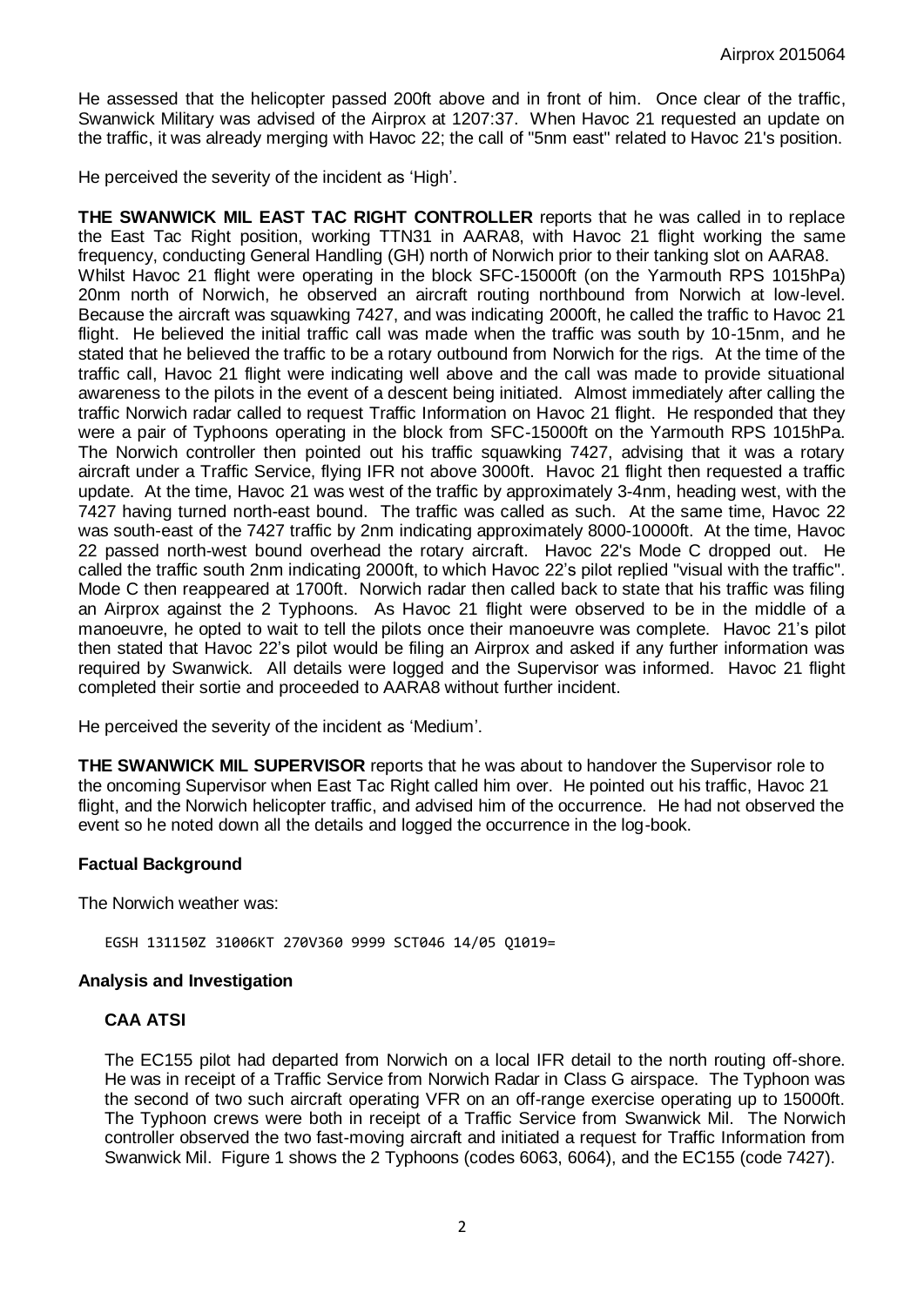He assessed that the helicopter passed 200ft above and in front of him. Once clear of the traffic, Swanwick Military was advised of the Airprox at 1207:37. When Havoc 21 requested an update on the traffic, it was already merging with Havoc 22; the call of "5nm east" related to Havoc 21's position.

He perceived the severity of the incident as 'High'.

**THE SWANWICK MIL EAST TAC RIGHT CONTROLLER** reports that he was called in to replace the East Tac Right position, working TTN31 in AARA8, with Havoc 21 flight working the same frequency, conducting General Handling (GH) north of Norwich prior to their tanking slot on AARA8. Whilst Havoc 21 flight were operating in the block SFC-15000ft (on the Yarmouth RPS 1015hPa) 20nm north of Norwich, he observed an aircraft routing northbound from Norwich at low-level. Because the aircraft was squawking 7427, and was indicating 2000ft, he called the traffic to Havoc 21 flight. He believed the initial traffic call was made when the traffic was south by 10-15nm, and he stated that he believed the traffic to be a rotary outbound from Norwich for the rigs. At the time of the traffic call, Havoc 21 flight were indicating well above and the call was made to provide situational awareness to the pilots in the event of a descent being initiated. Almost immediately after calling the traffic Norwich radar called to request Traffic Information on Havoc 21 flight. He responded that they were a pair of Typhoons operating in the block from SFC-15000ft on the Yarmouth RPS 1015hPa. The Norwich controller then pointed out his traffic squawking 7427, advising that it was a rotary aircraft under a Traffic Service, flying IFR not above 3000ft. Havoc 21 flight then requested a traffic update. At the time, Havoc 21 was west of the traffic by approximately 3-4nm, heading west, with the 7427 having turned north-east bound. The traffic was called as such. At the same time, Havoc 22 was south-east of the 7427 traffic by 2nm indicating approximately 8000-10000ft. At the time, Havoc 22 passed north-west bound overhead the rotary aircraft. Havoc 22's Mode C dropped out. He called the traffic south 2nm indicating 2000ft, to which Havoc 22's pilot replied "visual with the traffic". Mode C then reappeared at 1700ft. Norwich radar then called back to state that his traffic was filing an Airprox against the 2 Typhoons. As Havoc 21 flight were observed to be in the middle of a manoeuvre, he opted to wait to tell the pilots once their manoeuvre was complete. Havoc 21's pilot then stated that Havoc 22's pilot would be filing an Airprox and asked if any further information was required by Swanwick. All details were logged and the Supervisor was informed. Havoc 21 flight completed their sortie and proceeded to AARA8 without further incident.

He perceived the severity of the incident as 'Medium'.

**THE SWANWICK MIL SUPERVISOR** reports that he was about to handover the Supervisor role to the oncoming Supervisor when East Tac Right called him over. He pointed out his traffic, Havoc 21 flight, and the Norwich helicopter traffic, and advised him of the occurrence. He had not observed the event so he noted down all the details and logged the occurrence in the log-book.

### Factual Background

The Norwich weather was:

```
EGSH 131150Z 31006KT 270V360 9999 SCT046 14/05 Q1019=
```

### Analysis and Investigation

#### CAA ATSI

The EC155 pilot had departed from Norwich on a local IFR detail to the north routing off-shore. He was in receipt of a Traffic Service from Norwich Radar in Class G airspace. The Typhoon was the second of two such aircraft operating VFR on an off-range exercise operating up to 15000ft. The Typhoon crews were both in receipt of a Traffic Service from Swanwick Mil. The Norwich controller observed the two fast-moving aircraft and initiated a request for Traffic Information from Swanwick Mil. Figure 1 shows the 2 Typhoons (codes 6063, 6064), and the EC155 (code 7427).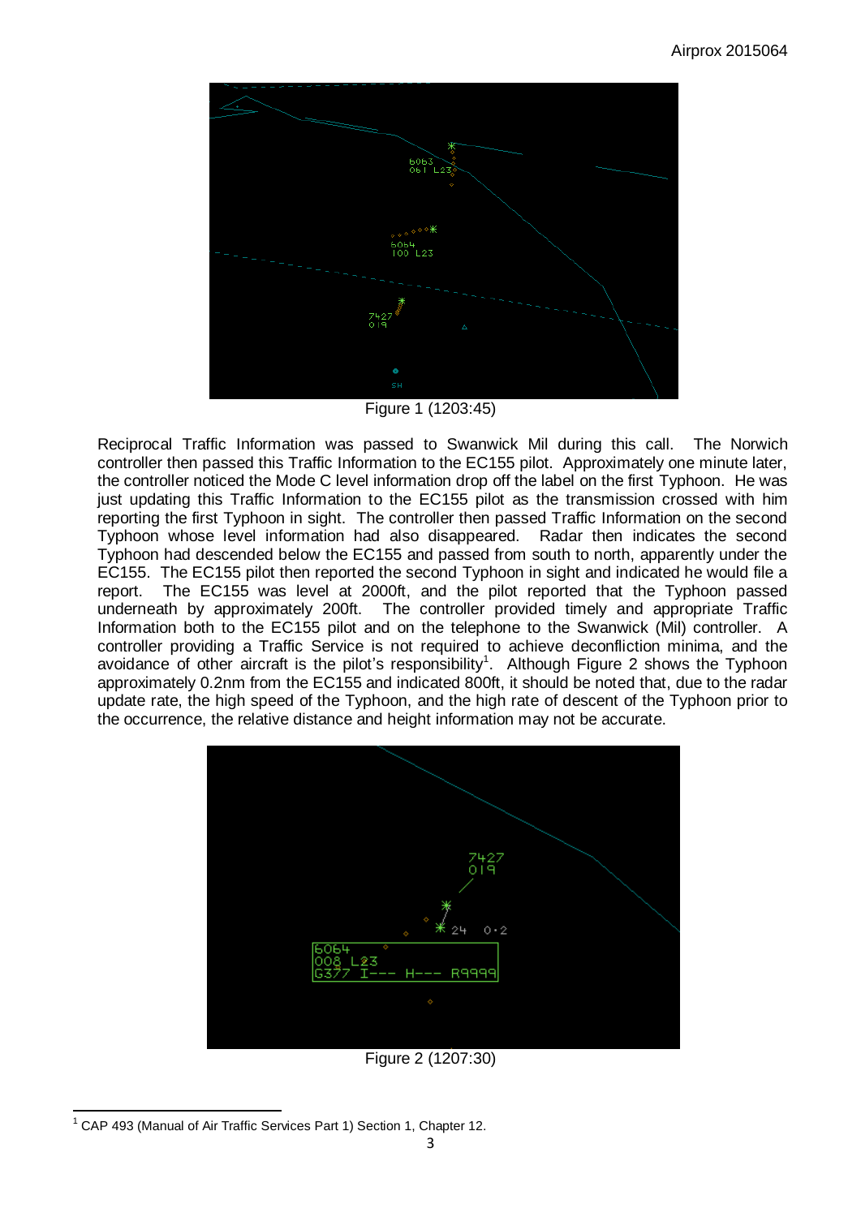Figure 1 (1203:45)

Reciprocal Traffic Information was passed to Swanwick Mil during this call. The Norwich controller then passed this Traffic Information to the EC155 pilot. Approximately one minute later, the controller noticed the Mode C level information drop off the label on the first Typhoon. He was just updating this Traffic Information to the EC155 pilot as the transmission crossed with him reporting the first Typhoon in sight. The controller then passed Traffic Information on the second Typhoon whose level information had also disappeared. Radar then indicates the second Typhoon had descended below the EC155 and passed from south to north, apparently under the EC155. The EC155 pilot then reported the second Typhoon in sight and indicated he would file a report. The EC155 was level at 2000ft, and the pilot reported that the Typhoon passed underneath by approximately 200ft. The controller provided timely and appropriate Traffic Information both to the EC155 pilot and on the telephone to the Swanwick (Mil) controller. A controller providing a Traffic Service is not required to achieve deconfliction minima, and the avoidance of other aircraft is the pilot's responsibility[1]. Although Figure 2 shows the Typhoon approximately 0.2nm from the EC155 and indicated 800ft, it should be noted that, due to the radar update rate, the high speed of the Typhoon, and the high rate of descent of the Typhoon prior to the occurrence, the relative distance and height information may not be accurate.

Figure 2 (1207:30)

[1] CAP 493 (Manual of Air Traffic Services Part 1) Section 1, Chapter 12.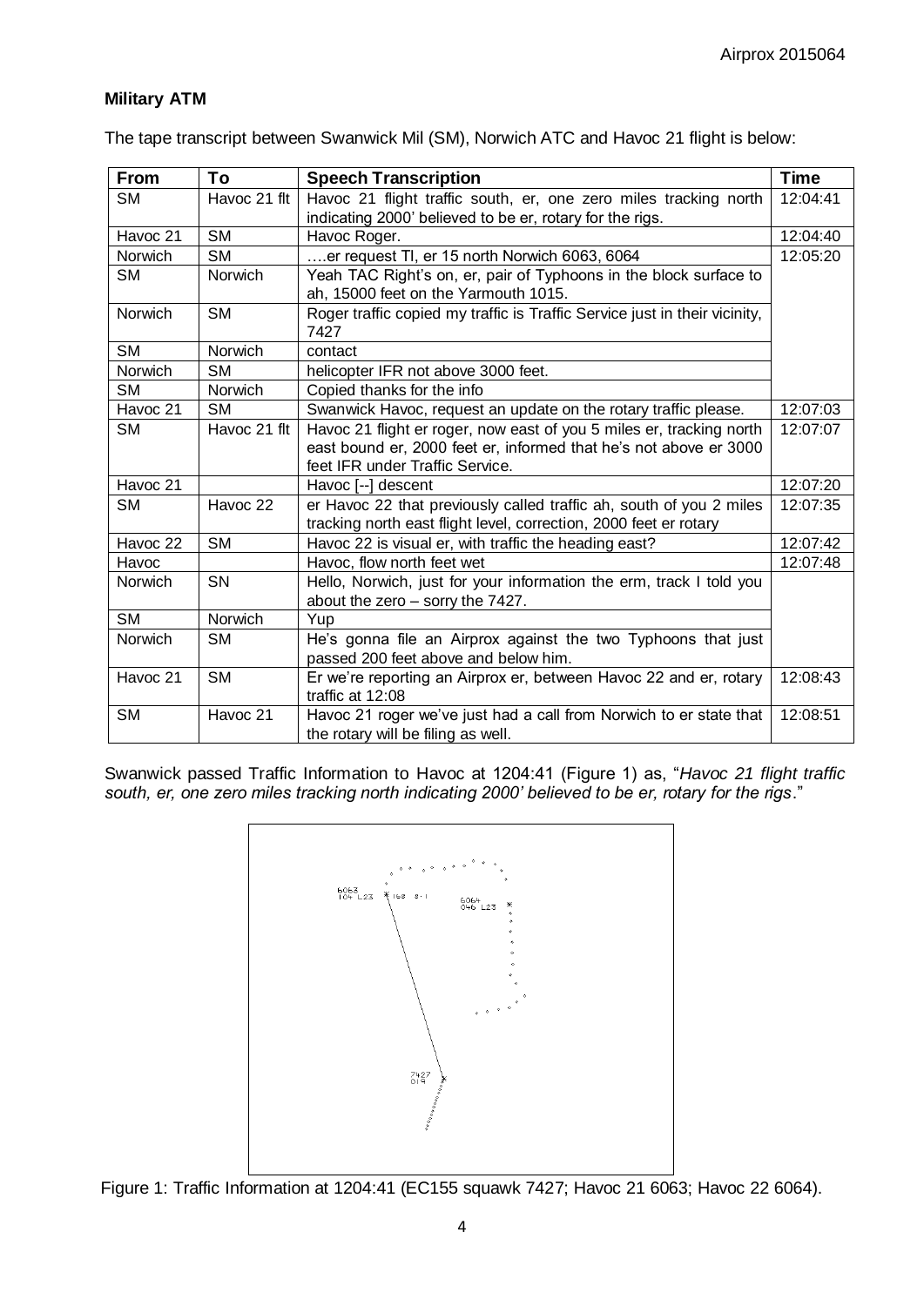## Military ATM

The tape transcript between Swanwick Mil (SM), Norwich ATC and Havoc 21 flight is below:

| From | To | Speech Transcription | Time |
|---|---|---|---|
| SM | Havoc 21 flt | Havoc 21 flight traffic south, er, one zero miles tracking north indicating 2000' believed to be er, rotary for the rigs. | 12:04:41 |
| Havoc 21 | SM | Havoc Roger. | 12:04:40 |
| Norwich | SM | ….er request TI, er 15 north Norwich 6063, 6064 | 12:05:20 |
| SM | Norwich | Yeah TAC Right's on, er, pair of Typhoons in the block surface to ah, 15000 feet on the Yarmouth 1015. | |
| Norwich | SM | Roger traffic copied my traffic is Traffic Service just in their vicinity, 7427 | |
| SM | Norwich | contact | |
| Norwich | SM | helicopter IFR not above 3000 feet. | |
| SM | Norwich | Copied thanks for the info | |
| Havoc 21 | SM | Swanwick Havoc, request an update on the rotary traffic please. | 12:07:03 |
| SM | Havoc 21 flt | Havoc 21 flight er roger, now east of you 5 miles er, tracking north east bound er, 2000 feet er, informed that he's not above er 3000 feet IFR under Traffic Service. | 12:07:07 |
| Havoc 21 | | Havoc [--] descent | 12:07:20 |
| SM | Havoc 22 | er Havoc 22 that previously called traffic ah, south of you 2 miles tracking north east flight level, correction, 2000 feet er rotary | 12:07:35 |
| Havoc 22 | SM | Havoc 22 is visual er, with traffic the heading east? | 12:07:42 |
| Havoc | | Havoc, flow north feet wet | 12:07:48 |
| Norwich | SN | Hello, Norwich, just for your information the erm, track I told you about the zero – sorry the 7427. | |
| SM | Norwich | Yup | |
| Norwich | SM | He's gonna file an Airprox against the two Typhoons that just passed 200 feet above and below him. | |
| Havoc 21 | SM | Er we're reporting an Airprox er, between Havoc 22 and er, rotary traffic at 12:08 | 12:08:43 |
| SM | Havoc 21 | Havoc 21 roger we've just had a call from Norwich to er state that the rotary will be filing as well. | 12:08:51 |

Swanwick passed Traffic Information to Havoc at 1204:41 (Figure 1) as, "*Havoc 21 flight traffic south, er, one zero miles tracking north indicating 2000' believed to be er, rotary for the rigs*."

Figure 1: Traffic Information at 1204:41 (EC155 squawk 7427; Havoc 21 6063; Havoc 22 6064).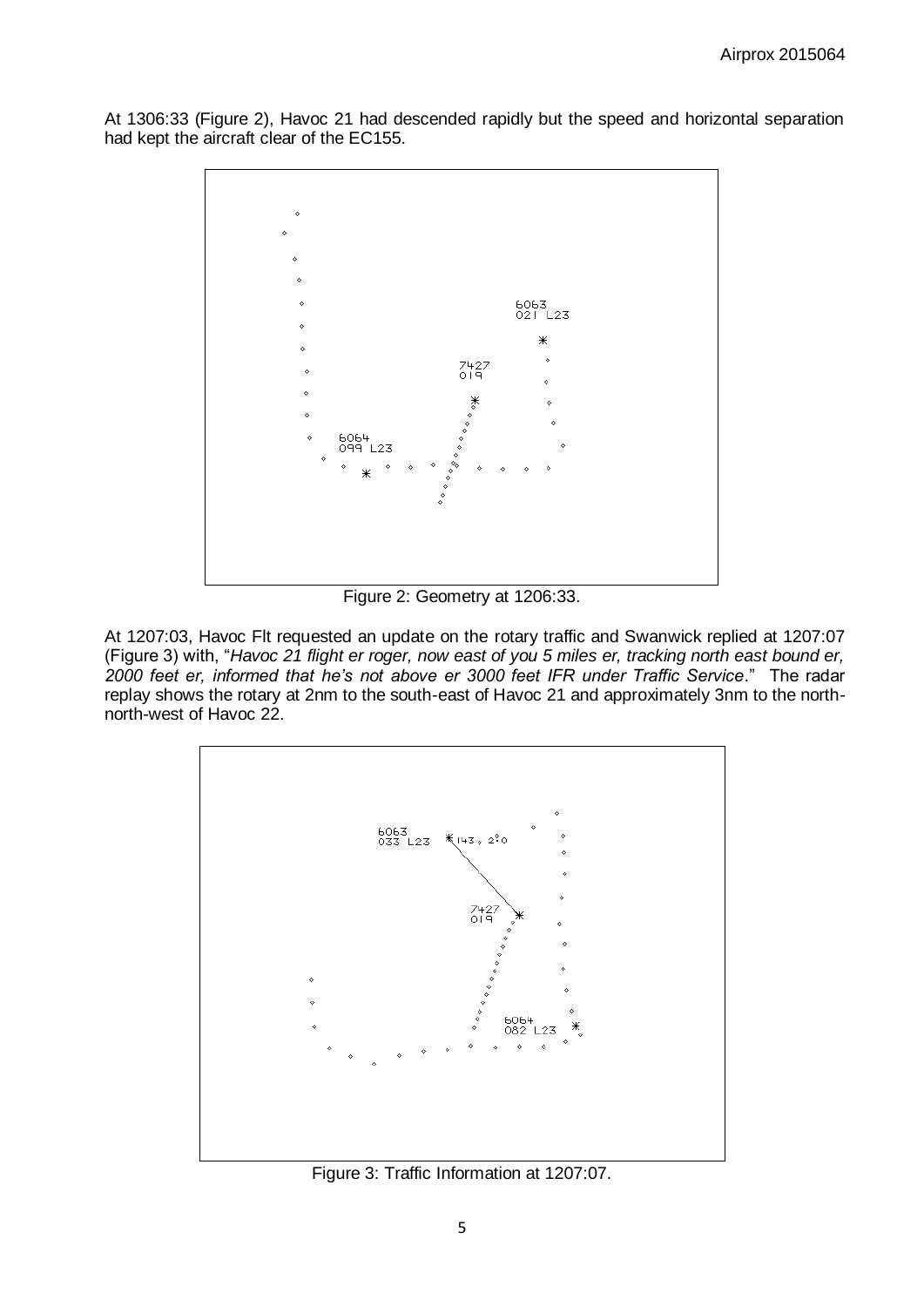At 1306:33 (Figure 2), Havoc 21 had descended rapidly but the speed and horizontal separation had kept the aircraft clear of the EC155.

Figure 2: Geometry at 1206:33.

At 1207:03, Havoc Flt requested an update on the rotary traffic and Swanwick replied at 1207:07 (Figure 3) with, "*Havoc 21 flight er roger, now east of you 5 miles er, tracking north east bound er, 2000 feet er, informed that he's not above er 3000 feet IFR under Traffic Service*." The radar replay shows the rotary at 2nm to the south-east of Havoc 21 and approximately 3nm to the north-north-west of Havoc 22.

Figure 3: Traffic Information at 1207:07.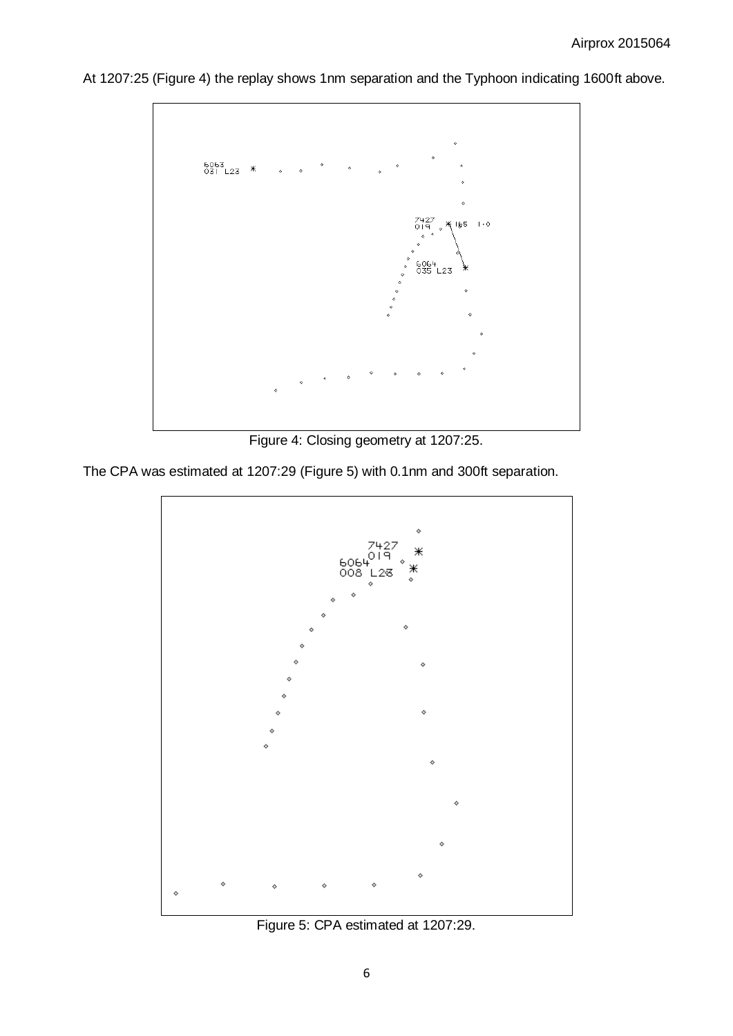At 1207:25 (Figure 4) the replay shows 1nm separation and the Typhoon indicating 1600ft above.

Figure 4: Closing geometry at 1207:25.

The CPA was estimated at 1207:29 (Figure 5) with 0.1nm and 300ft separation.

Figure 5: CPA estimated at 1207:29.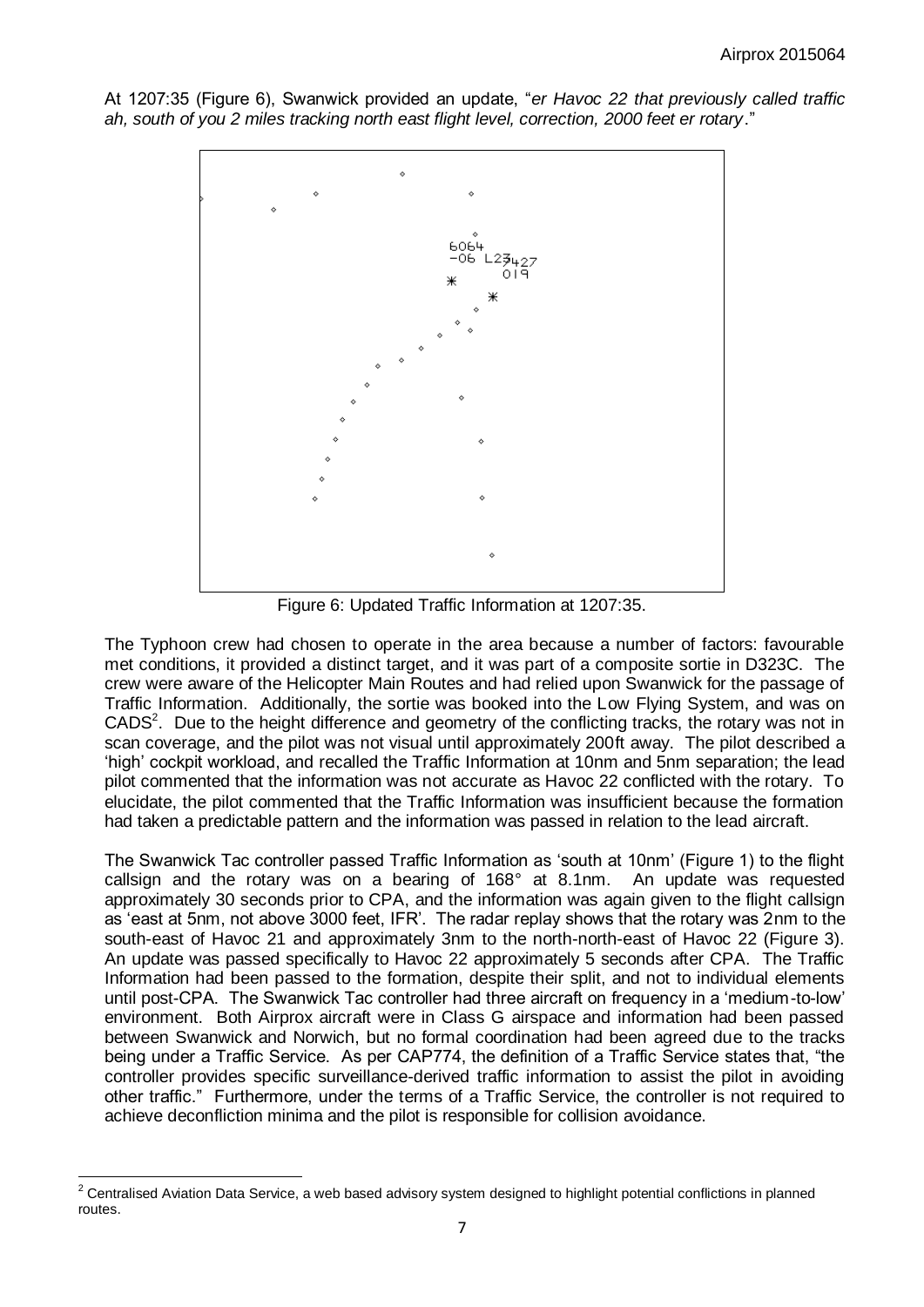At 1207:35 (Figure 6), Swanwick provided an update, "*er Havoc 22 that previously called traffic ah, south of you 2 miles tracking north east flight level, correction, 2000 feet er rotary*."

Figure 6: Updated Traffic Information at 1207:35.

The Typhoon crew had chosen to operate in the area because a number of factors: favourable met conditions, it provided a distinct target, and it was part of a composite sortie in D323C. The crew were aware of the Helicopter Main Routes and had relied upon Swanwick for the passage of Traffic Information. Additionally, the sortie was booked into the Low Flying System, and was on CADS[2]. Due to the height difference and geometry of the conflicting tracks, the rotary was not in scan coverage, and the pilot was not visual until approximately 200ft away. The pilot described a 'high' cockpit workload, and recalled the Traffic Information at 10nm and 5nm separation; the lead pilot commented that the information was not accurate as Havoc 22 conflicted with the rotary. To elucidate, the pilot commented that the Traffic Information was insufficient because the formation had taken a predictable pattern and the information was passed in relation to the lead aircraft.

The Swanwick Tac controller passed Traffic Information as 'south at 10nm' (Figure 1) to the flight callsign and the rotary was on a bearing of 168° at 8.1nm. An update was requested approximately 30 seconds prior to CPA, and the information was again given to the flight callsign as 'east at 5nm, not above 3000 feet, IFR'. The radar replay shows that the rotary was 2nm to the south-east of Havoc 21 and approximately 3nm to the north-north-east of Havoc 22 (Figure 3). An update was passed specifically to Havoc 22 approximately 5 seconds after CPA. The Traffic Information had been passed to the formation, despite their split, and not to individual elements until post-CPA. The Swanwick Tac controller had three aircraft on frequency in a 'medium-to-low' environment. Both Airprox aircraft were in Class G airspace and information had been passed between Swanwick and Norwich, but no formal coordination had been agreed due to the tracks being under a Traffic Service. As per CAP774, the definition of a Traffic Service states that, "the controller provides specific surveillance-derived traffic information to assist the pilot in avoiding other traffic." Furthermore, under the terms of a Traffic Service, the controller is not required to achieve deconfliction minima and the pilot is responsible for collision avoidance.

[2] Centralised Aviation Data Service, a web based advisory system designed to highlight potential conflictions in planned routes.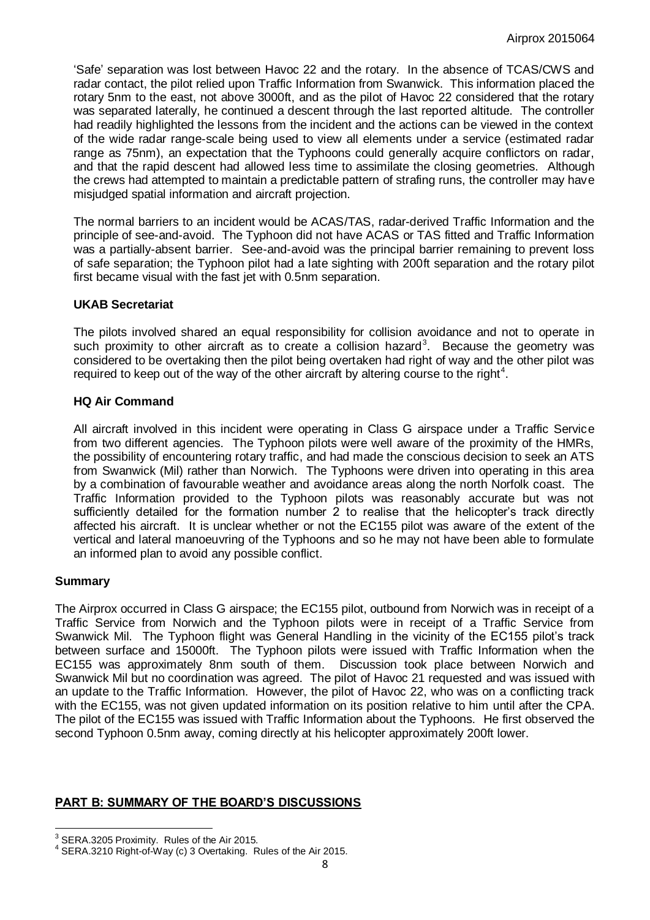'Safe' separation was lost between Havoc 22 and the rotary. In the absence of TCAS/CWS and radar contact, the pilot relied upon Traffic Information from Swanwick. This information placed the rotary 5nm to the east, not above 3000ft, and as the pilot of Havoc 22 considered that the rotary was separated laterally, he continued a descent through the last reported altitude. The controller had readily highlighted the lessons from the incident and the actions can be viewed in the context of the wide radar range-scale being used to view all elements under a service (estimated radar range as 75nm), an expectation that the Typhoons could generally acquire conflictors on radar, and that the rapid descent had allowed less time to assimilate the closing geometries. Although the crews had attempted to maintain a predictable pattern of strafing runs, the controller may have misjudged spatial information and aircraft projection.

The normal barriers to an incident would be ACAS/TAS, radar-derived Traffic Information and the principle of see-and-avoid. The Typhoon did not have ACAS or TAS fitted and Traffic Information was a partially-absent barrier. See-and-avoid was the principal barrier remaining to prevent loss of safe separation; the Typhoon pilot had a late sighting with 200ft separation and the rotary pilot first became visual with the fast jet with 0.5nm separation.

### UKAB Secretariat

The pilots involved shared an equal responsibility for collision avoidance and not to operate in such proximity to other aircraft as to create a collision hazard[3]. Because the geometry was considered to be overtaking then the pilot being overtaken had right of way and the other pilot was required to keep out of the way of the other aircraft by altering course to the right[4].

### HQ Air Command

All aircraft involved in this incident were operating in Class G airspace under a Traffic Service from two different agencies. The Typhoon pilots were well aware of the proximity of the HMRs, the possibility of encountering rotary traffic, and had made the conscious decision to seek an ATS from Swanwick (Mil) rather than Norwich. The Typhoons were driven into operating in this area by a combination of favourable weather and avoidance areas along the north Norfolk coast. The Traffic Information provided to the Typhoon pilots was reasonably accurate but was not sufficiently detailed for the formation number 2 to realise that the helicopter's track directly affected his aircraft. It is unclear whether or not the EC155 pilot was aware of the extent of the vertical and lateral manoeuvring of the Typhoons and so he may not have been able to formulate an informed plan to avoid any possible conflict.

## Summary

The Airprox occurred in Class G airspace; the EC155 pilot, outbound from Norwich was in receipt of a Traffic Service from Norwich and the Typhoon pilots were in receipt of a Traffic Service from Swanwick Mil. The Typhoon flight was General Handling in the vicinity of the EC155 pilot's track between surface and 15000ft. The Typhoon pilots were issued with Traffic Information when the EC155 was approximately 8nm south of them. Discussion took place between Norwich and Swanwick Mil but no coordination was agreed. The pilot of Havoc 21 requested and was issued with an update to the Traffic Information. However, the pilot of Havoc 22, who was on a conflicting track with the EC155, was not given updated information on its position relative to him until after the CPA. The pilot of the EC155 was issued with Traffic Information about the Typhoons. He first observed the second Typhoon 0.5nm away, coming directly at his helicopter approximately 200ft lower.

## PART B: SUMMARY OF THE BOARD'S DISCUSSIONS

---

[3] SERA.3205 Proximity. Rules of the Air 2015.

[4] SERA.3210 Right-of-Way (c) 3 Overtaking. Rules of the Air 2015.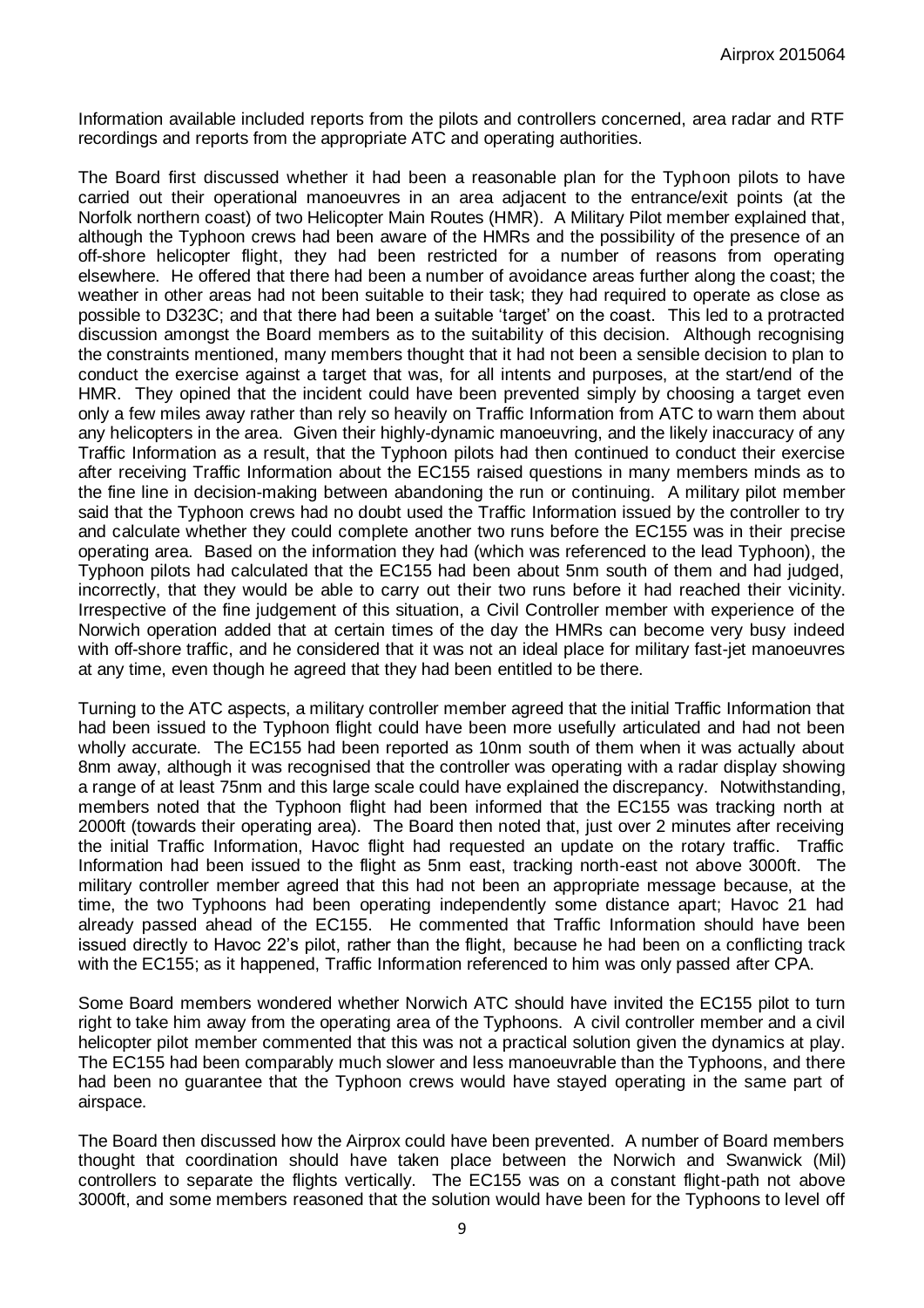Information available included reports from the pilots and controllers concerned, area radar and RTF recordings and reports from the appropriate ATC and operating authorities.

The Board first discussed whether it had been a reasonable plan for the Typhoon pilots to have carried out their operational manoeuvres in an area adjacent to the entrance/exit points (at the Norfolk northern coast) of two Helicopter Main Routes (HMR). A Military Pilot member explained that, although the Typhoon crews had been aware of the HMRs and the possibility of the presence of an off-shore helicopter flight, they had been restricted for a number of reasons from operating elsewhere. He offered that there had been a number of avoidance areas further along the coast; the weather in other areas had not been suitable to their task; they had required to operate as close as possible to D323C; and that there had been a suitable 'target' on the coast. This led to a protracted discussion amongst the Board members as to the suitability of this decision. Although recognising the constraints mentioned, many members thought that it had not been a sensible decision to plan to conduct the exercise against a target that was, for all intents and purposes, at the start/end of the HMR. They opined that the incident could have been prevented simply by choosing a target even only a few miles away rather than rely so heavily on Traffic Information from ATC to warn them about any helicopters in the area. Given their highly-dynamic manoeuvring, and the likely inaccuracy of any Traffic Information as a result, that the Typhoon pilots had then continued to conduct their exercise after receiving Traffic Information about the EC155 raised questions in many members minds as to the fine line in decision-making between abandoning the run or continuing. A military pilot member said that the Typhoon crews had no doubt used the Traffic Information issued by the controller to try and calculate whether they could complete another two runs before the EC155 was in their precise operating area. Based on the information they had (which was referenced to the lead Typhoon), the Typhoon pilots had calculated that the EC155 had been about 5nm south of them and had judged, incorrectly, that they would be able to carry out their two runs before it had reached their vicinity. Irrespective of the fine judgement of this situation, a Civil Controller member with experience of the Norwich operation added that at certain times of the day the HMRs can become very busy indeed with off-shore traffic, and he considered that it was not an ideal place for military fast-jet manoeuvres at any time, even though he agreed that they had been entitled to be there.

Turning to the ATC aspects, a military controller member agreed that the initial Traffic Information that had been issued to the Typhoon flight could have been more usefully articulated and had not been wholly accurate. The EC155 had been reported as 10nm south of them when it was actually about 8nm away, although it was recognised that the controller was operating with a radar display showing a range of at least 75nm and this large scale could have explained the discrepancy. Notwithstanding, members noted that the Typhoon flight had been informed that the EC155 was tracking north at 2000ft (towards their operating area). The Board then noted that, just over 2 minutes after receiving the initial Traffic Information, Havoc flight had requested an update on the rotary traffic. Traffic Information had been issued to the flight as 5nm east, tracking north-east not above 3000ft. The military controller member agreed that this had not been an appropriate message because, at the time, the two Typhoons had been operating independently some distance apart; Havoc 21 had already passed ahead of the EC155. He commented that Traffic Information should have been issued directly to Havoc 22's pilot, rather than the flight, because he had been on a conflicting track with the EC155; as it happened, Traffic Information referenced to him was only passed after CPA.

Some Board members wondered whether Norwich ATC should have invited the EC155 pilot to turn right to take him away from the operating area of the Typhoons. A civil controller member and a civil helicopter pilot member commented that this was not a practical solution given the dynamics at play. The EC155 had been comparably much slower and less manoeuvrable than the Typhoons, and there had been no guarantee that the Typhoon crews would have stayed operating in the same part of airspace.

The Board then discussed how the Airprox could have been prevented. A number of Board members thought that coordination should have taken place between the Norwich and Swanwick (Mil) controllers to separate the flights vertically. The EC155 was on a constant flight-path not above 3000ft, and some members reasoned that the solution would have been for the Typhoons to level off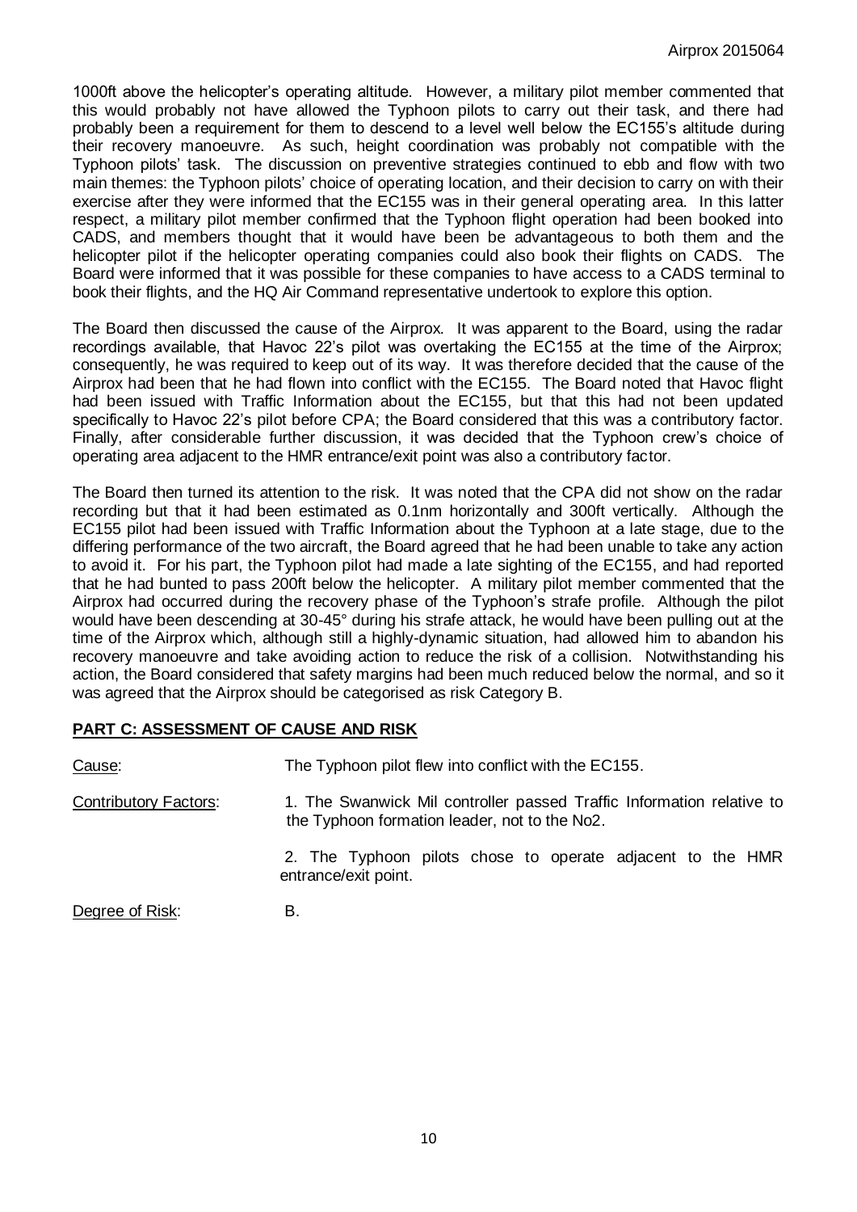1000ft above the helicopter's operating altitude. However, a military pilot member commented that this would probably not have allowed the Typhoon pilots to carry out their task, and there had probably been a requirement for them to descend to a level well below the EC155's altitude during their recovery manoeuvre. As such, height coordination was probably not compatible with the Typhoon pilots' task. The discussion on preventive strategies continued to ebb and flow with two main themes: the Typhoon pilots' choice of operating location, and their decision to carry on with their exercise after they were informed that the EC155 was in their general operating area. In this latter respect, a military pilot member confirmed that the Typhoon flight operation had been booked into CADS, and members thought that it would have been be advantageous to both them and the helicopter pilot if the helicopter operating companies could also book their flights on CADS. The Board were informed that it was possible for these companies to have access to a CADS terminal to book their flights, and the HQ Air Command representative undertook to explore this option.

The Board then discussed the cause of the Airprox. It was apparent to the Board, using the radar recordings available, that Havoc 22's pilot was overtaking the EC155 at the time of the Airprox; consequently, he was required to keep out of its way. It was therefore decided that the cause of the Airprox had been that he had flown into conflict with the EC155. The Board noted that Havoc flight had been issued with Traffic Information about the EC155, but that this had not been updated specifically to Havoc 22's pilot before CPA; the Board considered that this was a contributory factor. Finally, after considerable further discussion, it was decided that the Typhoon crew's choice of operating area adjacent to the HMR entrance/exit point was also a contributory factor.

The Board then turned its attention to the risk. It was noted that the CPA did not show on the radar recording but that it had been estimated as 0.1nm horizontally and 300ft vertically. Although the EC155 pilot had been issued with Traffic Information about the Typhoon at a late stage, due to the differing performance of the two aircraft, the Board agreed that he had been unable to take any action to avoid it. For his part, the Typhoon pilot had made a late sighting of the EC155, and had reported that he had bunted to pass 200ft below the helicopter. A military pilot member commented that the Airprox had occurred during the recovery phase of the Typhoon's strafe profile. Although the pilot would have been descending at 30-45° during his strafe attack, he would have been pulling out at the time of the Airprox which, although still a highly-dynamic situation, had allowed him to abandon his recovery manoeuvre and take avoiding action to reduce the risk of a collision. Notwithstanding his action, the Board considered that safety margins had been much reduced below the normal, and so it was agreed that the Airprox should be categorised as risk Category B.

## PART C: ASSESSMENT OF CAUSE AND RISK

Cause: The Typhoon pilot flew into conflict with the EC155.

Contributory Factors:

1. The Swanwick Mil controller passed Traffic Information relative to the Typhoon formation leader, not to the No2.

2. The Typhoon pilots chose to operate adjacent to the HMR entrance/exit point.

Degree of Risk: B.